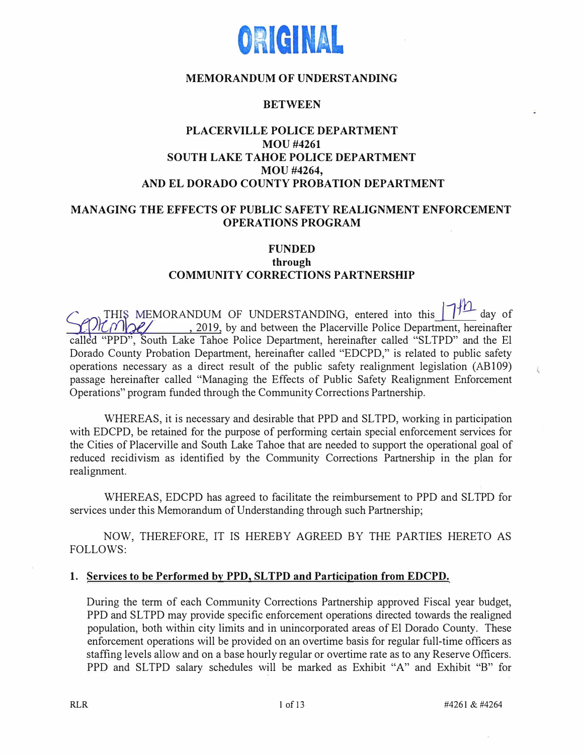**ORIGINAL**

**MEMORANDUM OF UNDERSTANDING**

**BETWEEN**

**PLACERVILLE POLICE DEPARTMENT**
**MOU #4261**
**SOUTH LAKE TAHOE POLICE DEPARTMENT**
**MOU #4264,**
**AND EL DORADO COUNTY PROBATION DEPARTMENT**

**MANAGING THE EFFECTS OF PUBLIC SAFETY REALIGNMENT ENFORCEMENT OPERATIONS PROGRAM**

**FUNDED**
**through**
**COMMUNITY CORRECTIONS PARTNERSHIP**

THIS MEMORANDUM OF UNDERSTANDING, entered into this 17th day of September, 2019, by and between the Placerville Police Department, hereinafter called "PPD", South Lake Tahoe Police Department, hereinafter called "SLTPD" and the El Dorado County Probation Department, hereinafter called "EDCPD," is related to public safety operations necessary as a direct result of the public safety realignment legislation (AB109) passage hereinafter called "Managing the Effects of Public Safety Realignment Enforcement Operations" program funded through the Community Corrections Partnership.

WHEREAS, it is necessary and desirable that PPD and SLTPD, working in participation with EDCPD, be retained for the purpose of performing certain special enforcement services for the Cities of Placerville and South Lake Tahoe that are needed to support the operational goal of reduced recidivism as identified by the Community Corrections Partnership in the plan for realignment.

WHEREAS, EDCPD has agreed to facilitate the reimbursement to PPD and SLTPD for services under this Memorandum of Understanding through such Partnership;

NOW, THEREFORE, IT IS HEREBY AGREED BY THE PARTIES HERETO AS FOLLOWS:

**1. Services to be Performed by PPD, SLTPD and Participation from EDCPD.**

During the term of each Community Corrections Partnership approved Fiscal year budget, PPD and SLTPD may provide specific enforcement operations directed towards the realigned population, both within city limits and in unincorporated areas of El Dorado County. These enforcement operations will be provided on an overtime basis for regular full-time officers as staffing levels allow and on a base hourly regular or overtime rate as to any Reserve Officers. PPD and SLTPD salary schedules will be marked as Exhibit "A" and Exhibit "B" for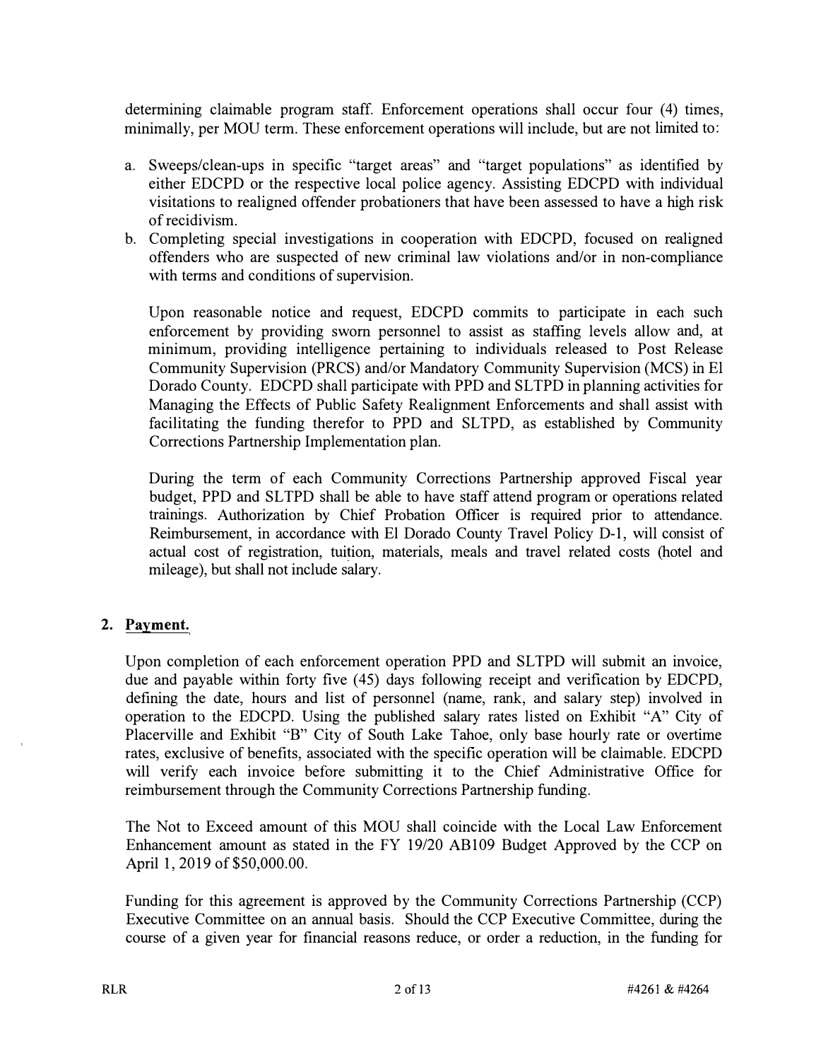determining claimable program staff. Enforcement operations shall occur four (4) times, minimally, per MOU term. These enforcement operations will include, but are not limited to:

a. Sweeps/clean-ups in specific "target areas" and "target populations" as identified by either EDCPD or the respective local police agency. Assisting EDCPD with individual visitations to realigned offender probationers that have been assessed to have a high risk of recidivism.
b. Completing special investigations in cooperation with EDCPD, focused on realigned offenders who are suspected of new criminal law violations and/or in non-compliance with terms and conditions of supervision.

Upon reasonable notice and request, EDCPD commits to participate in each such enforcement by providing sworn personnel to assist as staffing levels allow and, at minimum, providing intelligence pertaining to individuals released to Post Release Community Supervision (PRCS) and/or Mandatory Community Supervision (MCS) in El Dorado County. EDCPD shall participate with PPD and SLTPD in planning activities for Managing the Effects of Public Safety Realignment Enforcements and shall assist with facilitating the funding therefor to PPD and SLTPD, as established by Community Corrections Partnership Implementation plan.

During the term of each Community Corrections Partnership approved Fiscal year budget, PPD and SLTPD shall be able to have staff attend program or operations related trainings. Authorization by Chief Probation Officer is required prior to attendance. Reimbursement, in accordance with El Dorado County Travel Policy D-1, will consist of actual cost of registration, tuition, materials, meals and travel related costs (hotel and mileage), but shall not include salary.

## 2. Payment.

Upon completion of each enforcement operation PPD and SLTPD will submit an invoice, due and payable within forty five (45) days following receipt and verification by EDCPD, defining the date, hours and list of personnel (name, rank, and salary step) involved in operation to the EDCPD. Using the published salary rates listed on Exhibit "A" City of Placerville and Exhibit "B" City of South Lake Tahoe, only base hourly rate or overtime rates, exclusive of benefits, associated with the specific operation will be claimable. EDCPD will verify each invoice before submitting it to the Chief Administrative Office for reimbursement through the Community Corrections Partnership funding.

The Not to Exceed amount of this MOU shall coincide with the Local Law Enforcement Enhancement amount as stated in the FY 19/20 AB109 Budget Approved by the CCP on April 1, 2019 of $50,000.00.

Funding for this agreement is approved by the Community Corrections Partnership (CCP) Executive Committee on an annual basis. Should the CCP Executive Committee, during the course of a given year for financial reasons reduce, or order a reduction, in the funding for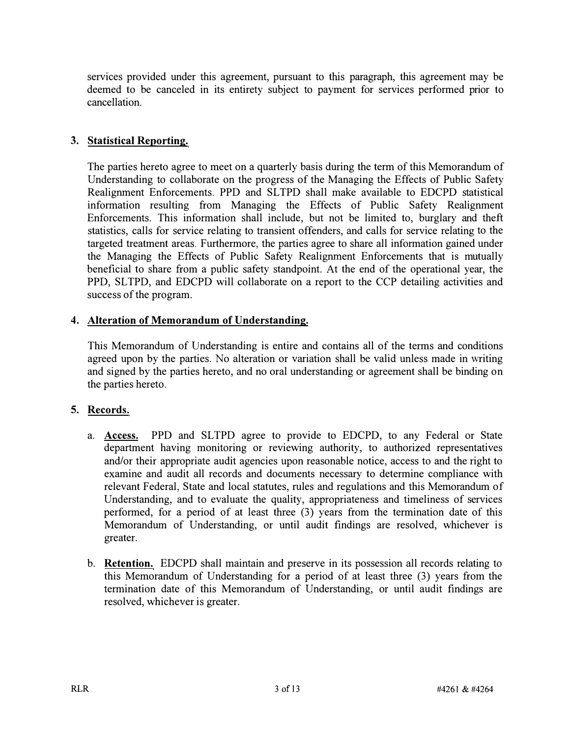services provided under this agreement, pursuant to this paragraph, this agreement may be deemed to be canceled in its entirety subject to payment for services performed prior to cancellation.

3. **Statistical Reporting.**

   The parties hereto agree to meet on a quarterly basis during the term of this Memorandum of Understanding to collaborate on the progress of the Managing the Effects of Public Safety Realignment Enforcements. PPD and SLTPD shall make available to EDCPD statistical information resulting from Managing the Effects of Public Safety Realignment Enforcements. This information shall include, but not be limited to, burglary and theft statistics, calls for service relating to transient offenders, and calls for service relating to the targeted treatment areas. Furthermore, the parties agree to share all information gained under the Managing the Effects of Public Safety Realignment Enforcements that is mutually beneficial to share from a public safety standpoint. At the end of the operational year, the PPD, SLTPD, and EDCPD will collaborate on a report to the CCP detailing activities and success of the program.

4. **Alteration of Memorandum of Understanding.**

   This Memorandum of Understanding is entire and contains all of the terms and conditions agreed upon by the parties. No alteration or variation shall be valid unless made in writing and signed by the parties hereto, and no oral understanding or agreement shall be binding on the parties hereto.

5. **Records.**

   a. **Access.** PPD and SLTPD agree to provide to EDCPD, to any Federal or State department having monitoring or reviewing authority, to authorized representatives and/or their appropriate audit agencies upon reasonable notice, access to and the right to examine and audit all records and documents necessary to determine compliance with relevant Federal, State and local statutes, rules and regulations and this Memorandum of Understanding, and to evaluate the quality, appropriateness and timeliness of services performed, for a period of at least three (3) years from the termination date of this Memorandum of Understanding, or until audit findings are resolved, whichever is greater.

   b. **Retention.** EDCPD shall maintain and preserve in its possession all records relating to this Memorandum of Understanding for a period of at least three (3) years from the termination date of this Memorandum of Understanding, or until audit findings are resolved, whichever is greater.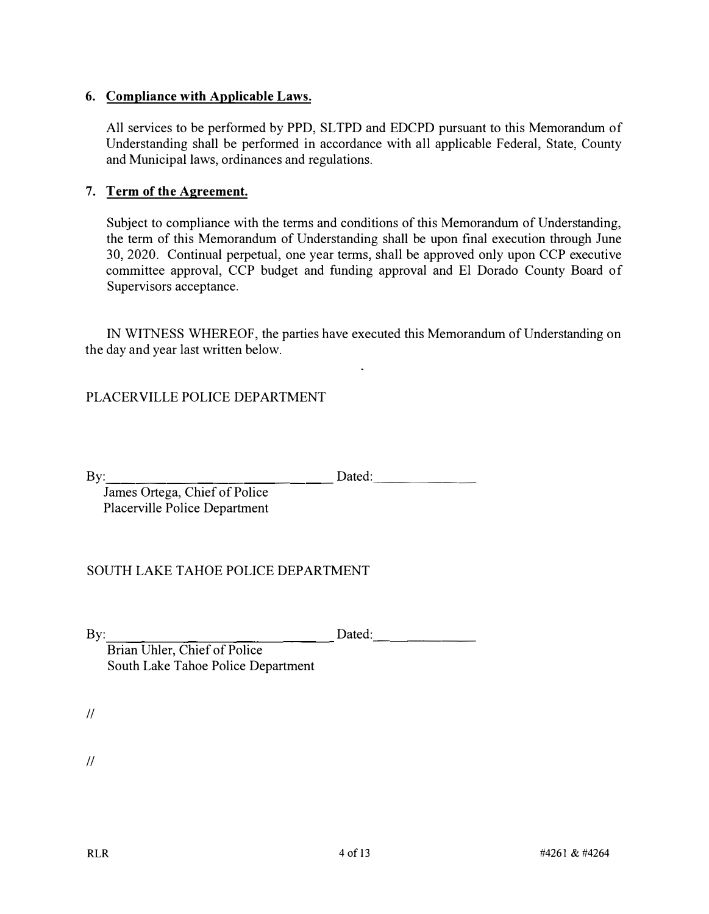## 6. Compliance with Applicable Laws.

All services to be performed by PPD, SLTPD and EDCPD pursuant to this Memorandum of Understanding shall be performed in accordance with all applicable Federal, State, County and Municipal laws, ordinances and regulations.

## 7. Term of the Agreement.

Subject to compliance with the terms and conditions of this Memorandum of Understanding, the term of this Memorandum of Understanding shall be upon final execution through June 30, 2020. Continual perpetual, one year terms, shall be approved only upon CCP executive committee approval, CCP budget and funding approval and El Dorado County Board of Supervisors acceptance.

IN WITNESS WHEREOF, the parties have executed this Memorandum of Understanding on the day and year last written below.

PLACERVILLE POLICE DEPARTMENT

By:\_\_\_\_\_\_\_\_\_\_\_\_\_\_\_\_\_\_\_\_\_\_\_\_\_\_\_\_\_\_ Dated:\_\_\_\_\_\_\_\_\_\_\_\_\_\_

James Ortega, Chief of Police
Placerville Police Department

SOUTH LAKE TAHOE POLICE DEPARTMENT

By:\_\_\_\_\_\_\_\_\_\_\_\_\_\_\_\_\_\_\_\_\_\_\_\_\_\_\_\_\_\_ Dated:\_\_\_\_\_\_\_\_\_\_\_\_\_\_

Brian Uhler, Chief of Police
South Lake Tahoe Police Department

//

//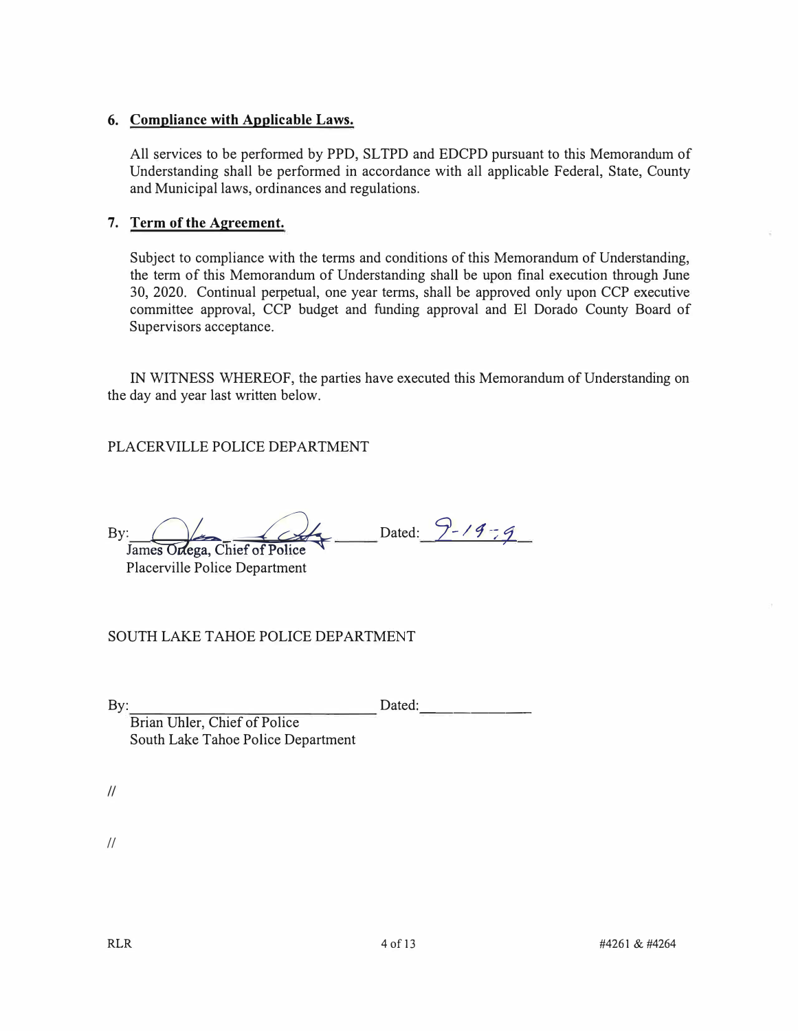## 6. Compliance with Applicable Laws.

All services to be performed by PPD, SLTPD and EDCPD pursuant to this Memorandum of Understanding shall be performed in accordance with all applicable Federal, State, County and Municipal laws, ordinances and regulations.

## 7. Term of the Agreement.

Subject to compliance with the terms and conditions of this Memorandum of Understanding, the term of this Memorandum of Understanding shall be upon final execution through June 30, 2020. Continual perpetual, one year terms, shall be approved only upon CCP executive committee approval, CCP budget and funding approval and El Dorado County Board of Supervisors acceptance.

IN WITNESS WHEREOF, the parties have executed this Memorandum of Understanding on the day and year last written below.

PLACERVILLE POLICE DEPARTMENT

By: ______________________ Dated: 9-19-19
James Ortega, Chief of Police
Placerville Police Department

SOUTH LAKE TAHOE POLICE DEPARTMENT

By: ______________________ Dated: ____________
Brian Uhler, Chief of Police
South Lake Tahoe Police Department

//

//

RLR #4261 & #4264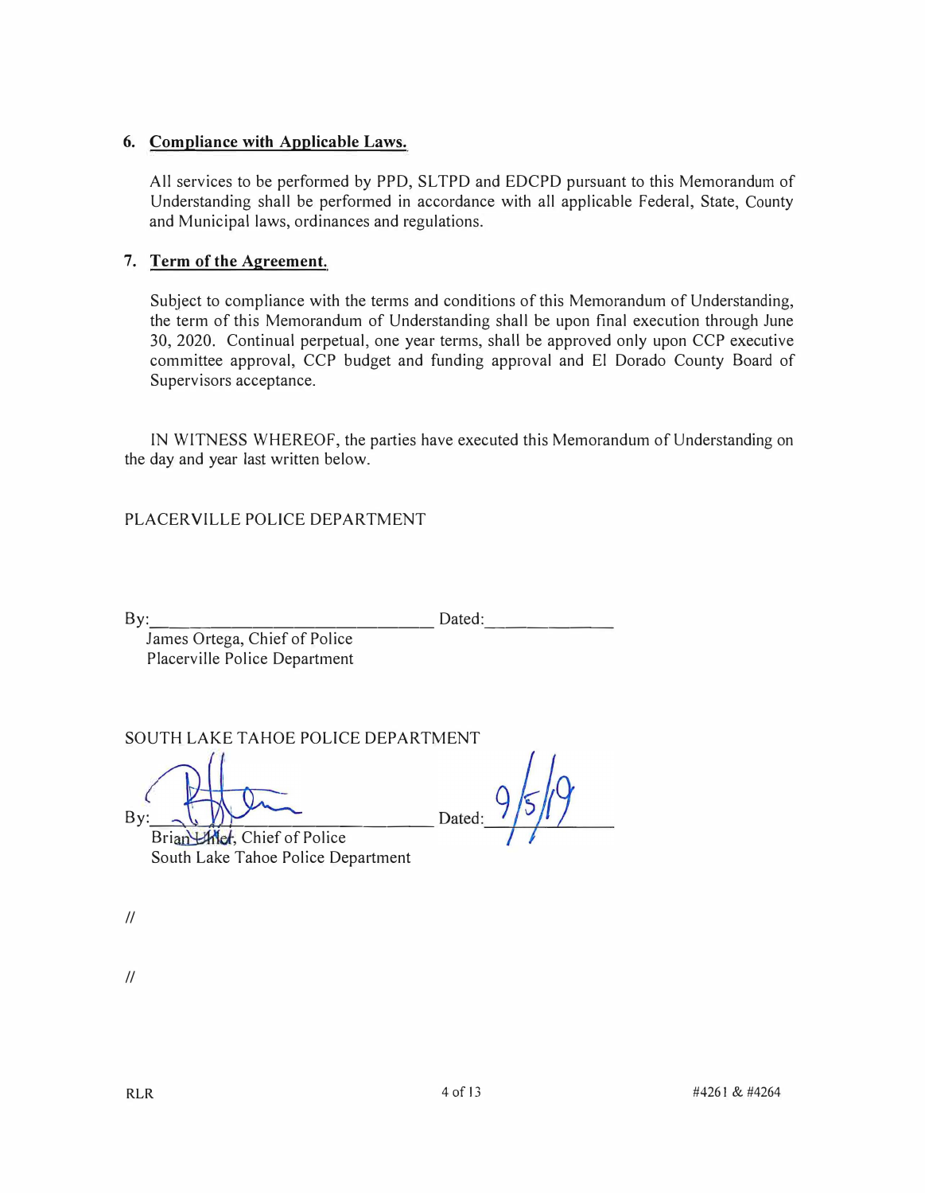**6. Compliance with Applicable Laws.**

All services to be performed by PPD, SLTPD and EDCPD pursuant to this Memorandum of Understanding shall be performed in accordance with all applicable Federal, State, County and Municipal laws, ordinances and regulations.

**7. Term of the Agreement.**

Subject to compliance with the terms and conditions of this Memorandum of Understanding, the term of this Memorandum of Understanding shall be upon final execution through June 30, 2020. Continual perpetual, one year terms, shall be approved only upon CCP executive committee approval, CCP budget and funding approval and El Dorado County Board of Supervisors acceptance.

IN WITNESS WHEREOF, the parties have executed this Memorandum of Understanding on the day and year last written below.

PLACERVILLE POLICE DEPARTMENT

By:\_\_\_\_\_\_\_\_\_\_\_\_\_\_\_\_\_\_\_\_\_\_\_\_\_\_\_\_\_\_ Dated:\_\_\_\_\_\_\_\_\_\_\_\_
James Ortega, Chief of Police
Placerville Police Department

SOUTH LAKE TAHOE POLICE DEPARTMENT

By:\_\_\_\_\_\_\_\_\_\_\_\_\_\_\_\_\_\_\_\_\_\_\_\_\_\_\_\_\_\_ Dated: 9/5/19
Brian Uhler, Chief of Police
South Lake Tahoe Police Department

//

//

RLR

#4261 & #4264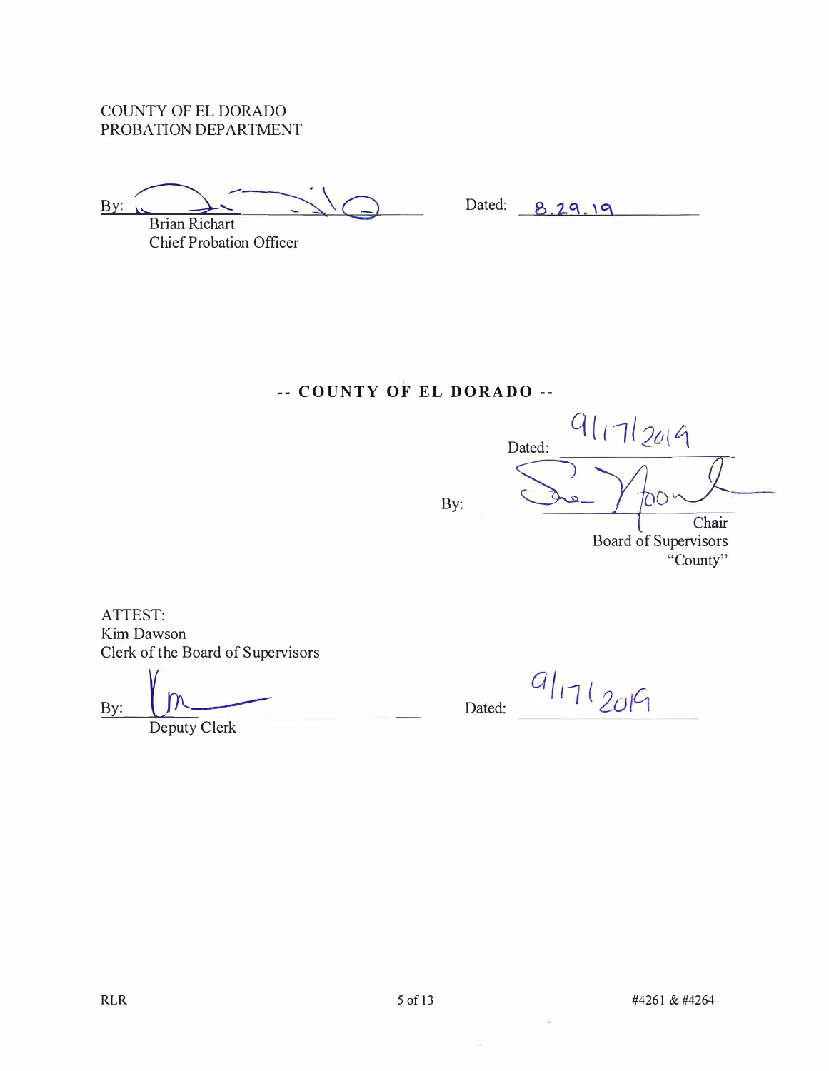COUNTY OF EL DORADO
PROBATION DEPARTMENT

By: ______________________ Dated: 8.29.19
Brian Richart
Chief Probation Officer

**-- COUNTY OF EL DORADO --**

Dated: 9/17/2019

By: ______________________
Chair
Board of Supervisors
"County"

ATTEST:
Kim Dawson
Clerk of the Board of Supervisors

By: ______________________ Dated: 9/17/2019
Deputy Clerk

RLR #4261 & #4264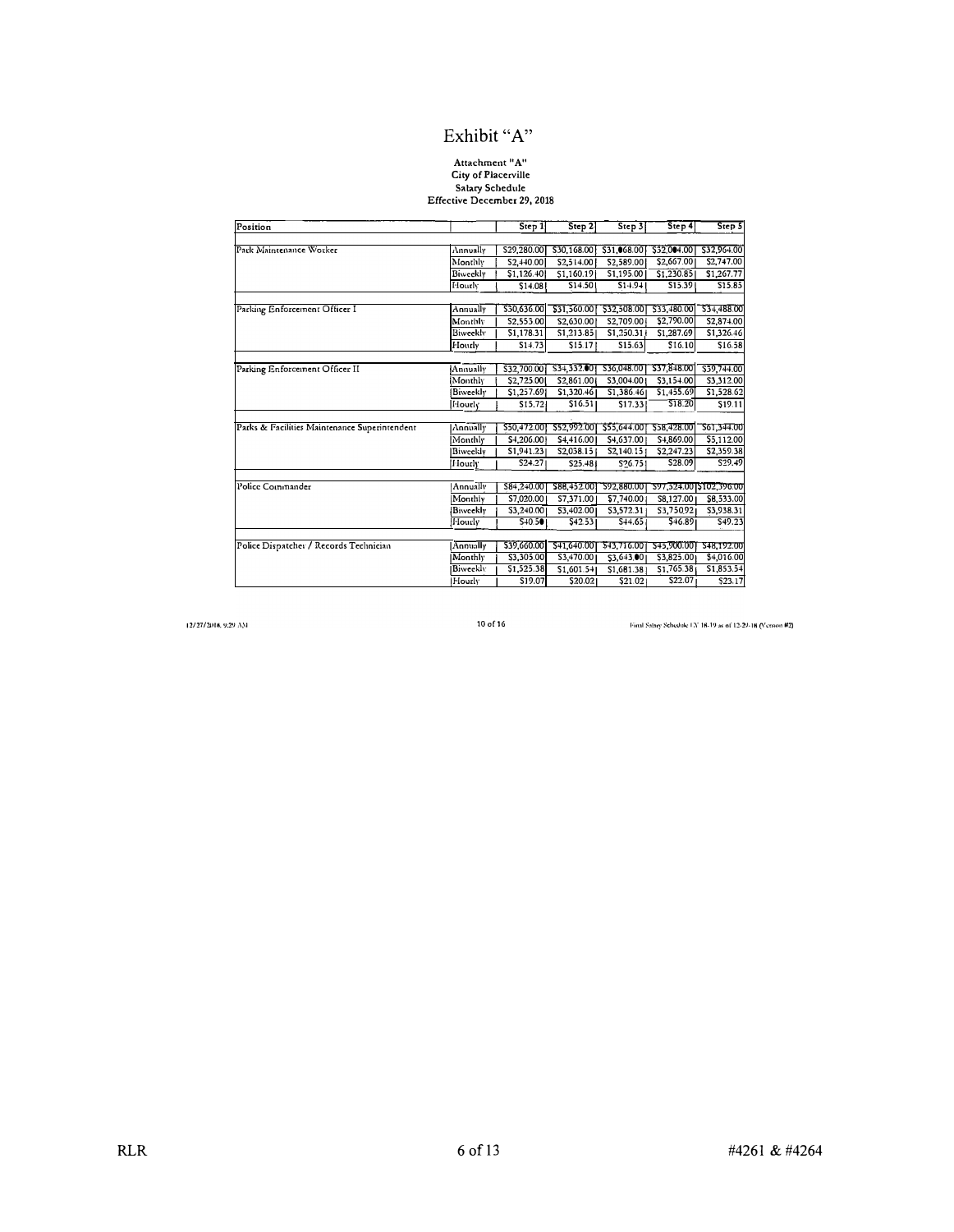# Exhibit "A"

Attachment "A"
City of Placerville
Salary Schedule
Effective December 29, 2018

| Position | | Step 1 | Step 2 | Step 3 | Step 4 | Step 5 |
|---|---|---|---|---|---|---|
| Park Maintenance Worker | Annually | $29,280.00 | $30,168.00 | $31,068.00 | $32,004.00 | $32,964.00 |
| | Monthly | $2,440.00 | $2,514.00 | $2,589.00 | $2,667.00 | $2,747.00 |
| | Biweekly | $1,126.40 | $1,160.19 | $1,195.00 | $1,230.85 | $1,267.77 |
| | Hourly | $14.08 | $14.50 | $14.94 | $15.39 | $15.85 |
| Parking Enforcement Officer I | Annually | $30,636.00 | $31,560.00 | $32,508.00 | $33,480.00 | $34,488.00 |
| | Monthly | $2,553.00 | $2,630.00 | $2,709.00 | $2,790.00 | $2,874.00 |
| | Biweekly | $1,178.31 | $1,213.85 | $1,250.31 | $1,287.69 | $1,326.46 |
| | Hourly | $14.73 | $15.17 | $15.63 | $16.10 | $16.58 |
| Parking Enforcement Officer II | Annually | $32,700.00 | $34,332.00 | $36,048.00 | $37,848.00 | $39,744.00 |
| | Monthly | $2,725.00 | $2,861.00 | $3,004.00 | $3,154.00 | $3,312.00 |
| | Biweekly | $1,257.69 | $1,320.46 | $1,386.46 | $1,455.69 | $1,528.62 |
| | Hourly | $15.72 | $16.51 | $17.33 | $18.20 | $19.11 |
| Parks & Facilities Maintenance Superintendent | Annually | $50,472.00 | $52,992.00 | $55,644.00 | $58,428.00 | $61,344.00 |
| | Monthly | $4,206.00 | $4,416.00 | $4,637.00 | $4,869.00 | $5,112.00 |
| | Biweekly | $1,941.23 | $2,038.15 | $2,140.15 | $2,247.23 | $2,359.38 |
| | Hourly | $24.27 | $25.48 | $26.75 | $28.09 | $29.49 |
| Police Commander | Annually | $84,240.00 | $88,452.00 | $92,880.00 | $97,524.00 | $102,396.00 |
| | Monthly | $7,020.00 | $7,371.00 | $7,740.00 | $8,127.00 | $8,533.00 |
| | Biweekly | $3,240.00 | $3,402.00 | $3,572.31 | $3,750.92 | $3,938.31 |
| | Hourly | $40.50 | $42.53 | $44.65 | $46.89 | $49.23 |
| Police Dispatcher / Records Technician | Annually | $39,660.00 | $41,640.00 | $43,716.00 | $45,900.00 | $48,192.00 |
| | Monthly | $3,305.00 | $3,470.00 | $3,643.00 | $3,825.00 | $4,016.00 |
| | Biweekly | $1,525.38 | $1,601.54 | $1,681.38 | $1,765.38 | $1,853.54 |
| | Hourly | $19.07 | $20.02 | $21.02 | $22.07 | $23.17 |

12/27/2018, 9:29 AM

Final Salary Schedule FY 18-19 as of 12-29-18 (Version #2)

#4261 & #4264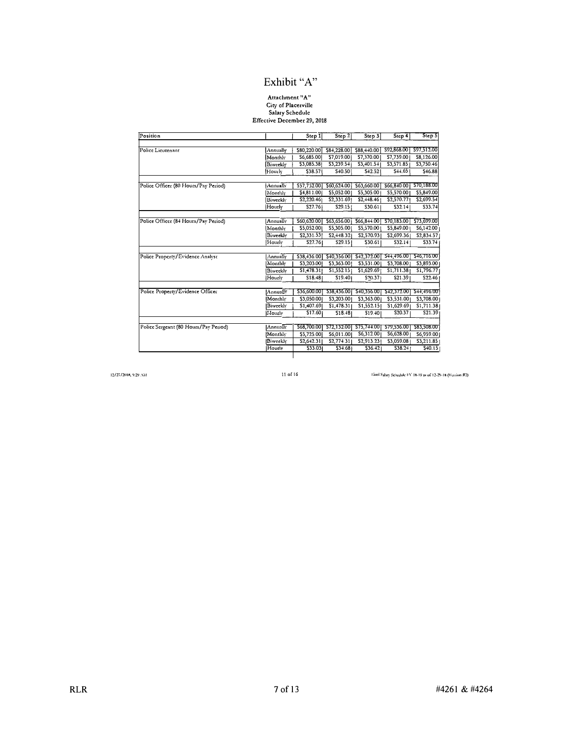# Exhibit "A"

Attachment "A"
City of Placerville
Salary Schedule
Effective December 29, 2018

| Position | | Step 1 | Step 2 | Step 3 | Step 4 | Step 5 |
|---|---|---|---|---|---|---|
| Police Lieutenant | Annually | $80,220.00 | $84,228.00 | $88,440.00 | $92,868.00 | $97,512.00 |
| | Monthly | $6,685.00 | $7,019.00 | $7,370.00 | $7,739.00 | $8,126.00 |
| | Biweekly | $3,085.38 | $3,239.54 | $3,401.54 | $3,571.85 | $3,750.46 |
| | Hourly | $38.57 | $40.50 | $42.52 | $44.65 | $46.88 |
| Police Officer (80 Hours/Pay Period) | Annually | $57,732.00 | $60,624.00 | $63,660.00 | $66,840.00 | $70,188.00 |
| | Monthly | $4,811.00 | $5,052.00 | $5,305.00 | $5,570.00 | $5,849.00 |
| | Biweekly | $2,220.46 | $2,331.69 | $2,448.46 | $2,570.77 | $2,699.54 |
| | Hourly | $27.76 | $29.15 | $30.61 | $32.14 | $33.74 |
| Police Officer (84 Hours/Pay Period) | Annually | $60,620.00 | $63,656.00 | $66,844.00 | $70,183.00 | $73,699.00 |
| | Monthly | $5,052.00 | $5,305.00 | $5,570.00 | $5,849.00 | $6,142.00 |
| | Biweekly | $2,331.53 | $2,448.32 | $2,570.93 | $2,699.36 | $2,834.57 |
| | Hourly | $27.76 | $29.15 | $30.61 | $32.14 | $33.74 |
| Police Property/Evidence Analyst | Annually | $38,436.00 | $40,356.00 | $42,372.00 | $44,496.00 | $46,716.00 |
| | Monthly | $3,203.00 | $3,363.00 | $3,531.00 | $3,708.00 | $3,893.00 |
| | Biweekly | $1,478.31 | $1,552.15 | $1,629.69 | $1,711.38 | $1,796.77 |
| | Hourly | $18.48 | $19.40 | $20.37 | $21.39 | $22.46 |
| Police Property/Evidence Officer | Annually | $36,600.00 | $38,436.00 | $40,356.00 | $42,372.00 | $44,496.00 |
| | Monthly | $3,050.00 | $3,203.00 | $3,363.00 | $3,531.00 | $3,708.00 |
| | Biweekly | $1,407.69 | $1,478.31 | $1,552.15 | $1,629.69 | $1,711.38 |
| | Hourly | $17.60 | $18.48 | $19.40 | $20.37 | $21.39 |
| Police Sergeant (80 Hours/Pay Period) | Annually | $68,700.00 | $72,132.00 | $75,744.00 | $79,536.00 | $83,508.00 |
| | Monthly | $5,725.00 | $6,011.00 | $6,312.00 | $6,628.00 | $6,959.00 |
| | Biweekly | $2,642.31 | $2,774.31 | $2,913.23 | $3,059.08 | $3,211.85 |
| | Hourly | $33.03 | $34.68 | $36.42 | $38.24 | $40.15 |

12/27/2018, 9:29 AM — Final Salary Schedule FY 18-19 as of 12-29-18 (Version #2)

RLR — #4261 & #4264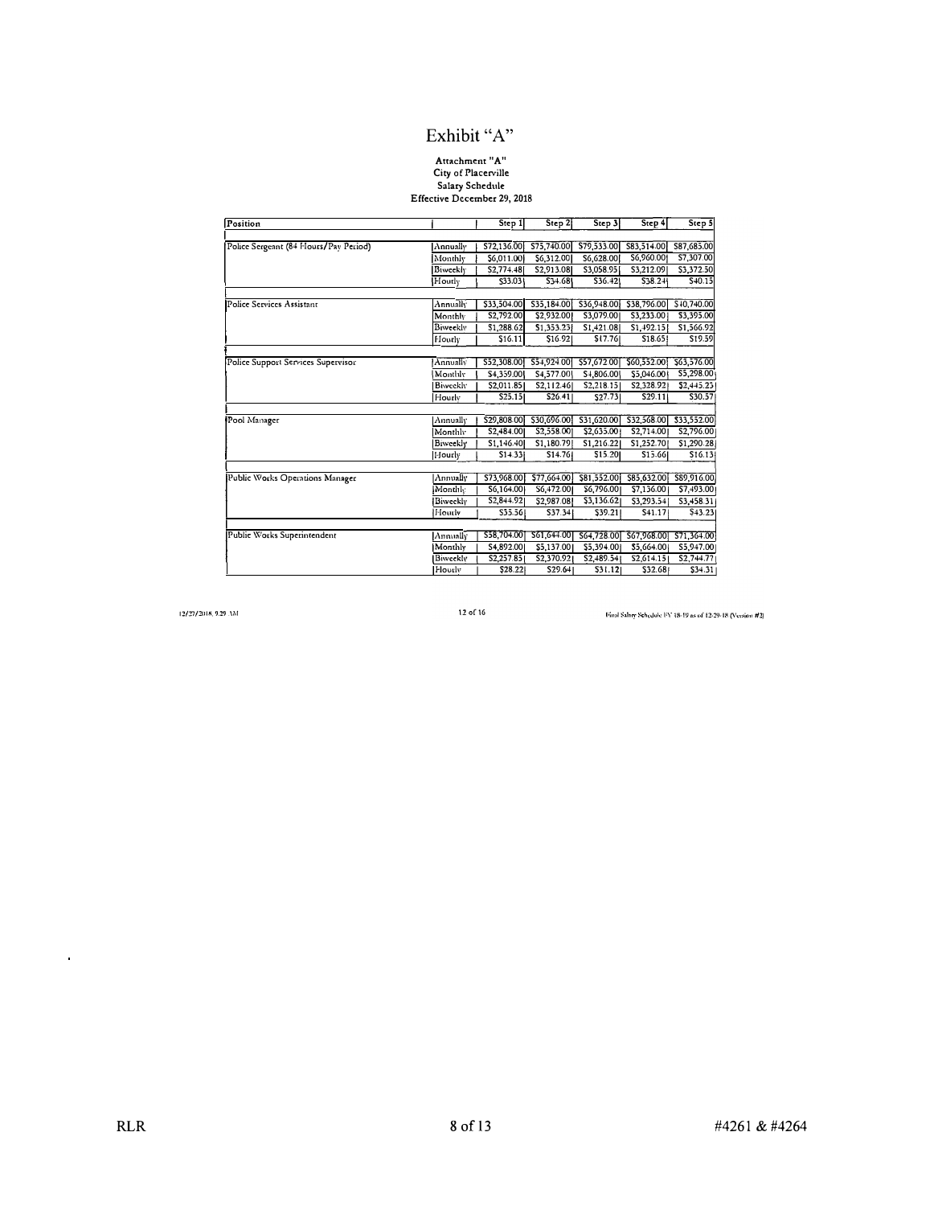# Exhibit "A"

**Attachment "A"**
**City of Placerville**
**Salary Schedule**
**Effective December 29, 2018**

| Position | | Step 1 | Step 2 | Step 3 | Step 4 | Step 5 |
|---|---|---|---|---|---|---|
| Police Sergeant (84 Hours/Pay Period) | Annually | $72,136.00 | $75,740.00 | $79,533.00 | $83,514.00 | $87,685.00 |
| | Monthly | $6,011.00 | $6,312.00 | $6,628.00 | $6,960.00 | $7,307.00 |
| | Biweekly | $2,774.48 | $2,913.08 | $3,058.95 | $3,212.09 | $3,372.50 |
| | Hourly | $33.03 | $34.68 | $36.42 | $38.24 | $40.15 |
| Police Services Assistant | Annually | $33,504.00 | $35,184.00 | $36,948.00 | $38,796.00 | $40,740.00 |
| | Monthly | $2,792.00 | $2,932.00 | $3,079.00 | $3,233.00 | $3,395.00 |
| | Biweekly | $1,288.62 | $1,353.23 | $1,421.08 | $1,492.15 | $1,566.92 |
| | Hourly | $16.11 | $16.92 | $17.76 | $18.65 | $19.59 |
| Police Support Services Supervisor | Annually | $52,308.00 | $54,924.00 | $57,672.00 | $60,552.00 | $63,576.00 |
| | Monthly | $4,359.00 | $4,577.00 | $4,806.00 | $5,046.00 | $5,298.00 |
| | Biweekly | $2,011.85 | $2,112.46 | $2,218.15 | $2,328.92 | $2,445.23 |
| | Hourly | $25.15 | $26.41 | $27.73 | $29.11 | $30.57 |
| Pool Manager | Annually | $29,808.00 | $30,696.00 | $31,620.00 | $32,568.00 | $33,552.00 |
| | Monthly | $2,484.00 | $2,558.00 | $2,635.00 | $2,714.00 | $2,796.00 |
| | Biweekly | $1,146.40 | $1,180.79 | $1,216.22 | $1,252.70 | $1,290.28 |
| | Hourly | $14.33 | $14.76 | $15.20 | $15.66 | $16.13 |
| Public Works Operations Manager | Annually | $73,968.00 | $77,664.00 | $81,552.00 | $85,632.00 | $89,916.00 |
| | Monthly | $6,164.00 | $6,472.00 | $6,796.00 | $7,136.00 | $7,493.00 |
| | Biweekly | $2,844.92 | $2,987.08 | $3,136.62 | $3,293.54 | $3,458.31 |
| | Hourly | $35.56 | $37.34 | $39.21 | $41.17 | $43.23 |
| Public Works Superintendent | Annually | $58,704.00 | $61,644.00 | $64,728.00 | $67,968.00 | $71,364.00 |
| | Monthly | $4,892.00 | $5,137.00 | $5,394.00 | $5,664.00 | $5,947.00 |
| | Biweekly | $2,257.85 | $2,370.92 | $2,489.54 | $2,614.15 | $2,744.77 |
| | Hourly | $28.22 | $29.64 | $31.12 | $32.68 | $34.31 |

12/27/2018, 9:29 AM — 12 of 16 — Final Salary Schedule FY 18-19 as of 12-29-18 (Version #2)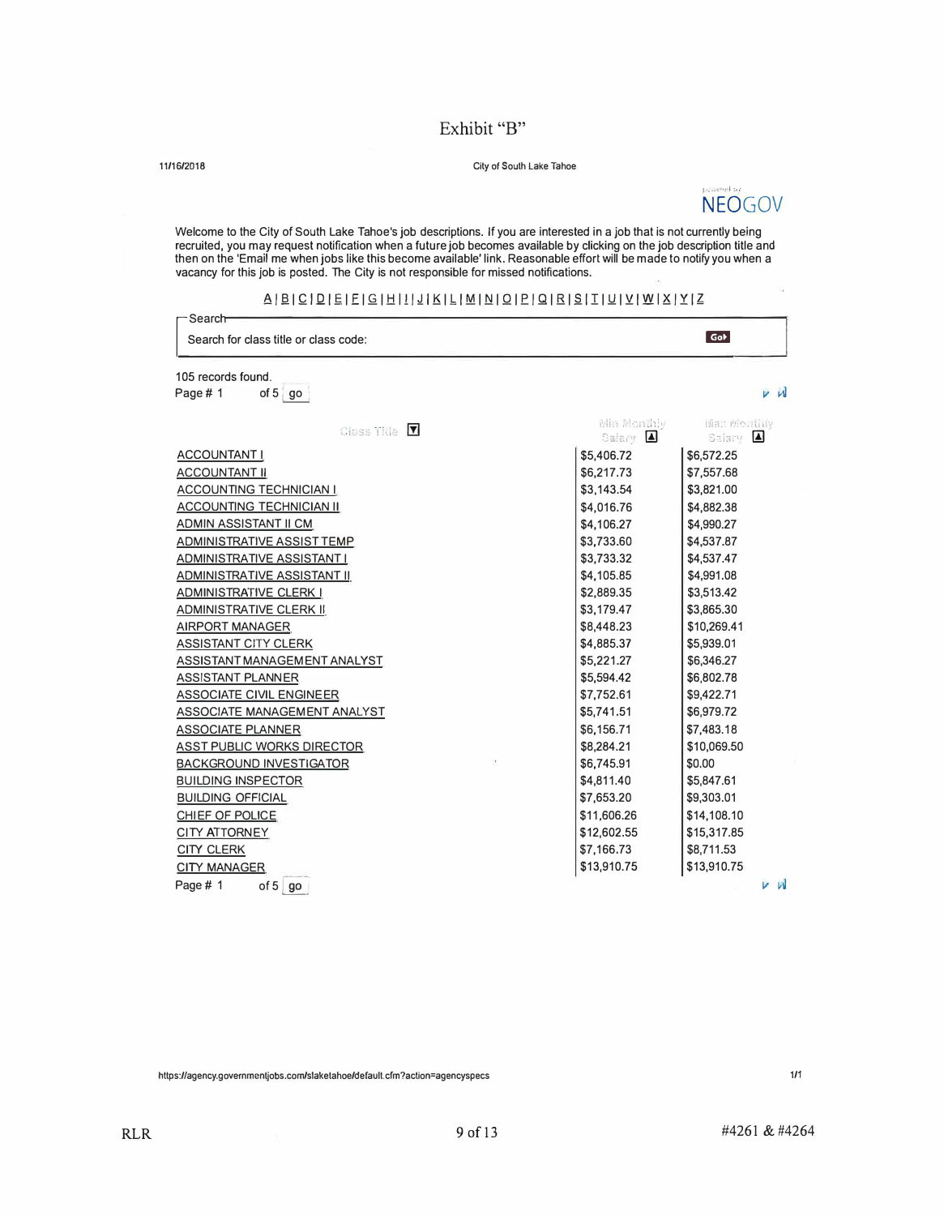# Exhibit "B"

11/16/2018

City of South Lake Tahoe

powered by NEOGOV

Welcome to the City of South Lake Tahoe's job descriptions. If you are interested in a job that is not currently being recruited, you may request notification when a future job becomes available by clicking on the job description title and then on the 'Email me when jobs like this become available' link. Reasonable effort will be made to notify you when a vacancy for this job is posted. The City is not responsible for missed notifications.

A | B | C | D | E | F | G | H | I | J | K | L | M | N | O | P | Q | R | S | T | U | V | W | X | Y | Z

Search

Search for class title or class code: Go

105 records found.

Page # 1 of 5 go

| Class Title | Min Monthly Salary | Max Monthly Salary |
|---|---|---|
| ACCOUNTANT I | $5,406.72 | $6,572.25 |
| ACCOUNTANT II | $6,217.73 | $7,557.68 |
| ACCOUNTING TECHNICIAN I | $3,143.54 | $3,821.00 |
| ACCOUNTING TECHNICIAN II | $4,016.76 | $4,882.38 |
| ADMIN ASSISTANT II CM | $4,106.27 | $4,990.27 |
| ADMINISTRATIVE ASSIST TEMP | $3,733.60 | $4,537.87 |
| ADMINISTRATIVE ASSISTANT I | $3,733.32 | $4,537.47 |
| ADMINISTRATIVE ASSISTANT II | $4,105.85 | $4,991.08 |
| ADMINISTRATIVE CLERK I | $2,889.35 | $3,513.42 |
| ADMINISTRATIVE CLERK II | $3,179.47 | $3,865.30 |
| AIRPORT MANAGER | $8,448.23 | $10,269.41 |
| ASSISTANT CITY CLERK | $4,885.37 | $5,939.01 |
| ASSISTANT MANAGEMENT ANALYST | $5,221.27 | $6,346.27 |
| ASSISTANT PLANNER | $5,594.42 | $6,802.78 |
| ASSOCIATE CIVIL ENGINEER | $7,752.61 | $9,422.71 |
| ASSOCIATE MANAGEMENT ANALYST | $5,741.51 | $6,979.72 |
| ASSOCIATE PLANNER | $6,156.71 | $7,483.18 |
| ASST PUBLIC WORKS DIRECTOR | $8,284.21 | $10,069.50 |
| BACKGROUND INVESTIGATOR | $6,745.91 | $0.00 |
| BUILDING INSPECTOR | $4,811.40 | $5,847.61 |
| BUILDING OFFICIAL | $7,653.20 | $9,303.01 |
| CHIEF OF POLICE | $11,606.26 | $14,108.10 |
| CITY ATTORNEY | $12,602.55 | $15,317.85 |
| CITY CLERK | $7,166.73 | $8,711.53 |
| CITY MANAGER | $13,910.75 | $13,910.75 |

Page # 1 of 5 go

https://agency.governmentjobs.com/slaketahoe/default.cfm?action=agencyspecs

1/1

RLR

#4261 & #4264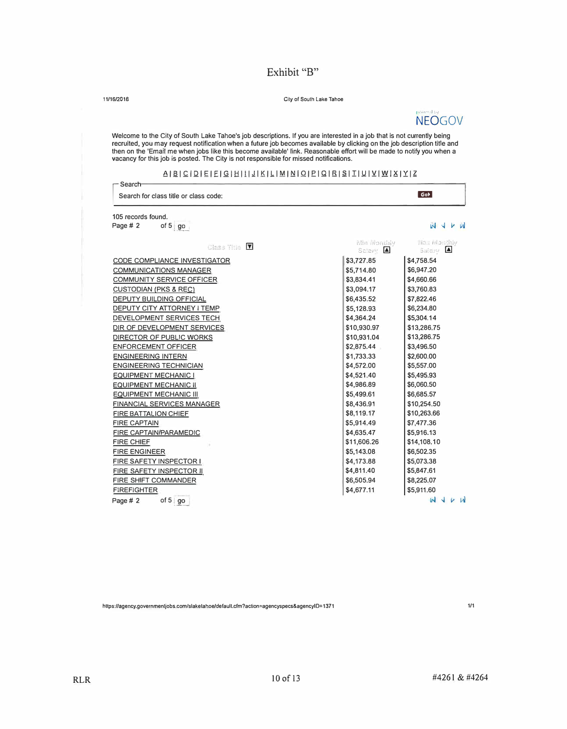# Exhibit "B"

11/16/2018

City of South Lake Tahoe

NEOGOV

Welcome to the City of South Lake Tahoe's job descriptions. If you are interested in a job that is not currently being recruited, you may request notification when a future job becomes available by clicking on the job description title and then on the 'Email me when jobs like this become available' link. Reasonable effort will be made to notify you when a vacancy for this job is posted. The City is not responsible for missed notifications.

A | B | C | D | E | F | G | H | I | J | K | L | M | N | O | P | Q | R | S | T | U | V | W | X | Y | Z

Search

Search for class title or class code: Go

105 records found.
Page # 2 of 5 go

| Class Title | Min Monthly Salary | Max Monthly Salary |
|---|---|---|
| CODE COMPLIANCE INVESTIGATOR | $3,727.85 | $4,758.54 |
| COMMUNICATIONS MANAGER | $5,714.80 | $6,947.20 |
| COMMUNITY SERVICE OFFICER | $3,834.41 | $4,660.66 |
| CUSTODIAN (PKS & REC) | $3,094.17 | $3,760.83 |
| DEPUTY BUILDING OFFICIAL | $6,435.52 | $7,822.46 |
| DEPUTY CITY ATTORNEY I TEMP | $5,128.93 | $6,234.80 |
| DEVELOPMENT SERVICES TECH | $4,364.24 | $5,304.14 |
| DIR OF DEVELOPMENT SERVICES | $10,930.97 | $13,286.75 |
| DIRECTOR OF PUBLIC WORKS | $10,931.04 | $13,286.75 |
| ENFORCEMENT OFFICER | $2,875.44 | $3,496.50 |
| ENGINEERING INTERN | $1,733.33 | $2,600.00 |
| ENGINEERING TECHNICIAN | $4,572.00 | $5,557.00 |
| EQUIPMENT MECHANIC I | $4,521.40 | $5,495.93 |
| EQUIPMENT MECHANIC II | $4,986.89 | $6,060.50 |
| EQUIPMENT MECHANIC III | $5,499.61 | $6,685.57 |
| FINANCIAL SERVICES MANAGER | $8,436.91 | $10,254.50 |
| FIRE BATTALION CHIEF | $8,119.17 | $10,263.66 |
| FIRE CAPTAIN | $5,914.49 | $7,477.36 |
| FIRE CAPTAIN/PARAMEDIC | $4,635.47 | $5,916.13 |
| FIRE CHIEF | $11,606.26 | $14,108.10 |
| FIRE ENGINEER | $5,143.08 | $6,502.35 |
| FIRE SAFETY INSPECTOR I | $4,173.88 | $5,073.38 |
| FIRE SAFETY INSPECTOR II | $4,811.40 | $5,847.61 |
| FIRE SHIFT COMMANDER | $6,505.94 | $8,225.07 |
| FIREFIGHTER | $4,677.11 | $5,911.60 |

Page # 2 of 5 go

https://agency.governmentjobs.com/slaketahoe/default.cfm?action=agencyspecs&agencyID=1371 1/1

RLR

#4261 & #4264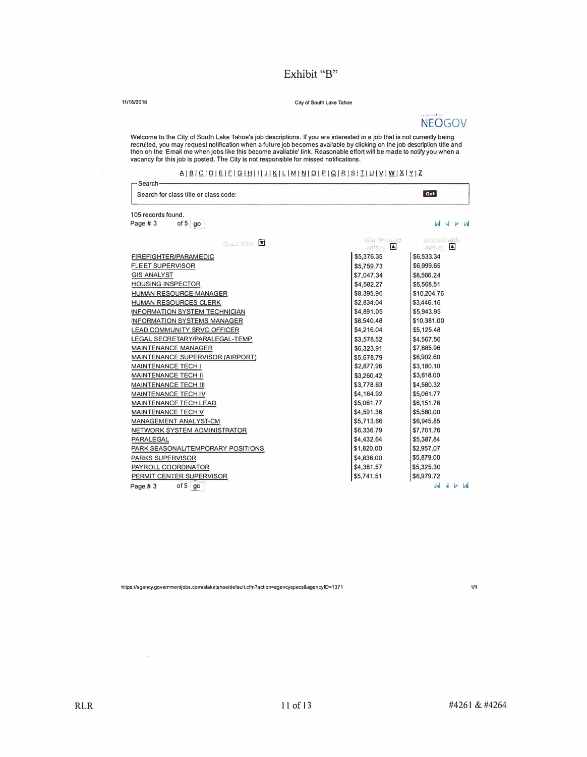# Exhibit "B"

11/16/2018

City of South Lake Tahoe

NEOGOV

Welcome to the City of South Lake Tahoe's job descriptions. If you are interested in a job that is not currently being recruited, you may request notification when a future job becomes available by clicking on the job description title and then on the 'Email me when jobs like this become available' link. Reasonable effort will be made to notify you when a vacancy for this job is posted. The City is not responsible for missed notifications.

A | B | C | D | E | F | G | H | I | J | K | L | M | N | O | P | Q | R | S | T | U | V | W | X | Y | Z

Search

Search for class title or class code: Go

105 records found.
Page # 3 of 5 go

| Class Title | Min Monthly Salary | Max Monthly Salary |
|---|---|---|
| FIREFIGHTER/PARAMEDIC | $5,376.35 | $6,533.34 |
| FLEET SUPERVISOR | $5,759.73 | $6,999.65 |
| GIS ANALYST | $7,047.34 | $8,566.24 |
| HOUSING INSPECTOR | $4,582.27 | $5,568.51 |
| HUMAN RESOURCE MANAGER | $8,395.96 | $10,204.76 |
| HUMAN RESOURCES CLERK | $2,834.04 | $3,446.16 |
| INFORMATION SYSTEM TECHNICIAN | $4,891.05 | $5,943.95 |
| INFORMATION SYSTEMS MANAGER | $8,540.48 | $10,381.00 |
| LEAD COMMUNITY SRVC OFFICER | $4,216.04 | $5,125.48 |
| LEGAL SECRETARY/PARALEGAL-TEMP | $3,578.52 | $4,567.56 |
| MAINTENANCE MANAGER | $6,323.91 | $7,685.96 |
| MAINTENANCE SUPERVISOR (AIRPORT) | $5,678.79 | $6,902.60 |
| MAINTENANCE TECH I | $2,877.96 | $3,180.10 |
| MAINTENANCE TECH II | $3,260.42 | $3,618.00 |
| MAINTENANCE TECH III | $3,778.63 | $4,580.32 |
| MAINTENANCE TECH IV | $4,164.92 | $5,061.77 |
| MAINTENANCE TECH LEAD | $5,061.77 | $6,151.76 |
| MAINTENANCE TECH V | $4,591.36 | $5,580.00 |
| MANAGEMENT ANALYST-CM | $5,713.66 | $6,945.85 |
| NETWORK SYSTEM ADMINISTRATOR | $6,336.79 | $7,701.76 |
| PARALEGAL | $4,432.64 | $5,387.84 |
| PARK SEASONAL/TEMPORARY POSITIONS | $1,820.00 | $2,957.07 |
| PARKS SUPERVISOR | $4,836.00 | $5,879.00 |
| PAYROLL COORDINATOR | $4,381.57 | $5,325.30 |
| PERMIT CENTER SUPERVISOR | $5,741.51 | $6,979.72 |

Page # 3 of 5 go

https://agency.governmentjobs.com/slaketahoe/default.cfm?action=agencyspecs&agencyID=1371

RLR

#4261 & #4264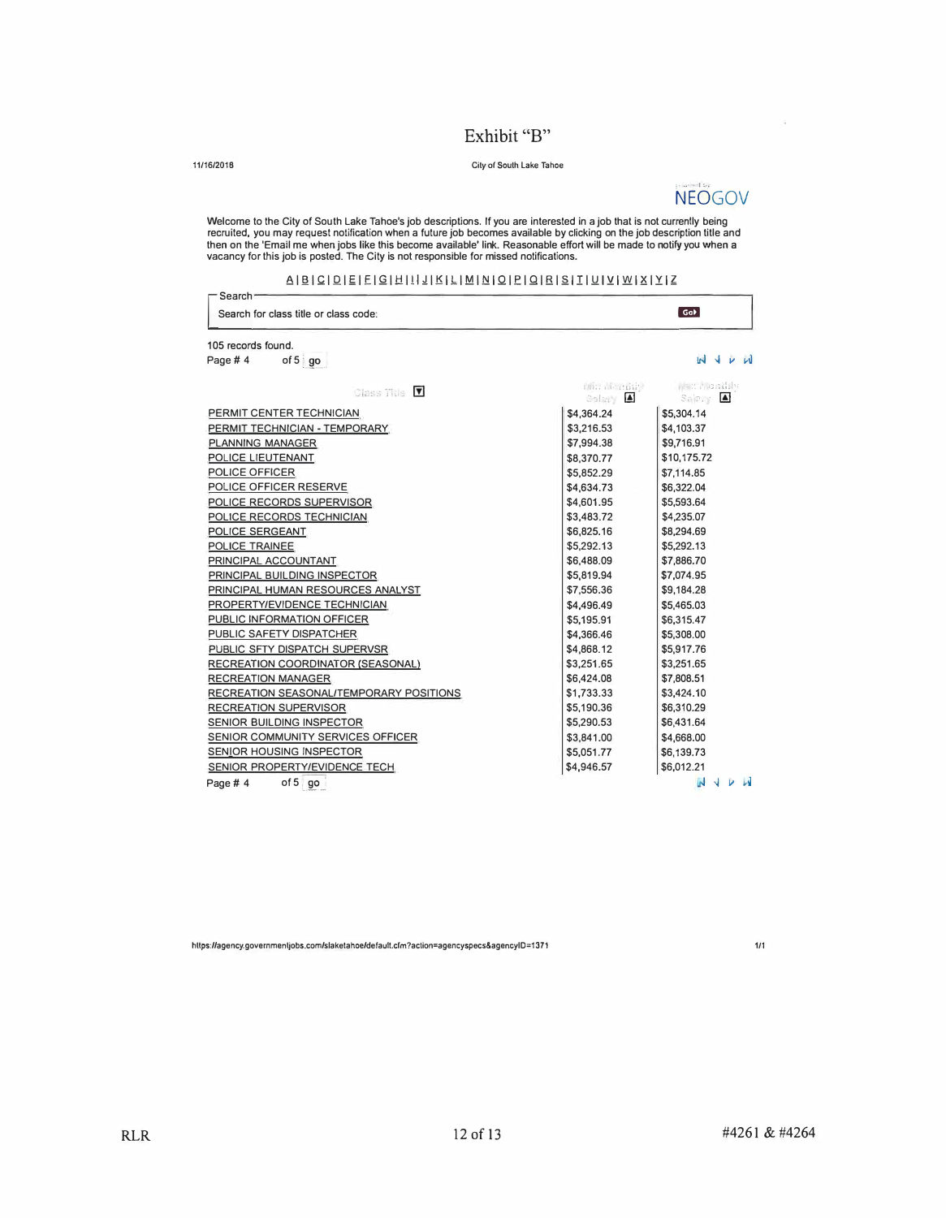# Exhibit "B"

11/16/2018

City of South Lake Tahoe

NEOGOV

Welcome to the City of South Lake Tahoe's job descriptions. If you are interested in a job that is not currently being recruited, you may request notification when a future job becomes available by clicking on the job description title and then on the 'Email me when jobs like this become available' link. Reasonable effort will be made to notify you when a vacancy for this job is posted. The City is not responsible for missed notifications.

A | B | C | D | E | F | G | H | I | J | K | L | M | N | O | P | Q | R | S | T | U | V | W | X | Y | Z

Search

Search for class title or class code: Go

105 records found.

Page # 4 of 5 go

| Class Title | Min Monthly Salary | Max Monthly Salary |
|---|---|---|
| PERMIT CENTER TECHNICIAN | $4,364.24 | $5,304.14 |
| PERMIT TECHNICIAN - TEMPORARY | $3,216.53 | $4,103.37 |
| PLANNING MANAGER | $7,994.38 | $9,716.91 |
| POLICE LIEUTENANT | $8,370.77 | $10,175.72 |
| POLICE OFFICER | $5,852.29 | $7,114.85 |
| POLICE OFFICER RESERVE | $4,634.73 | $6,322.04 |
| POLICE RECORDS SUPERVISOR | $4,601.95 | $5,593.64 |
| POLICE RECORDS TECHNICIAN | $3,483.72 | $4,235.07 |
| POLICE SERGEANT | $6,825.16 | $8,294.69 |
| POLICE TRAINEE | $5,292.13 | $5,292.13 |
| PRINCIPAL ACCOUNTANT | $6,488.09 | $7,886.70 |
| PRINCIPAL BUILDING INSPECTOR | $5,819.94 | $7,074.95 |
| PRINCIPAL HUMAN RESOURCES ANALYST | $7,556.36 | $9,184.28 |
| PROPERTY/EVIDENCE TECHNICIAN | $4,496.49 | $5,465.03 |
| PUBLIC INFORMATION OFFICER | $5,195.91 | $6,315.47 |
| PUBLIC SAFETY DISPATCHER | $4,366.46 | $5,308.00 |
| PUBLIC SFTY DISPATCH SUPERVSR | $4,868.12 | $5,917.76 |
| RECREATION COORDINATOR (SEASONAL) | $3,251.65 | $3,251.65 |
| RECREATION MANAGER | $6,424.08 | $7,808.51 |
| RECREATION SEASONAL/TEMPORARY POSITIONS | $1,733.33 | $3,424.10 |
| RECREATION SUPERVISOR | $5,190.36 | $6,310.29 |
| SENIOR BUILDING INSPECTOR | $5,290.53 | $6,431.64 |
| SENIOR COMMUNITY SERVICES OFFICER | $3,841.00 | $4,668.00 |
| SENIOR HOUSING INSPECTOR | $5,051.77 | $6,139.73 |
| SENIOR PROPERTY/EVIDENCE TECH | $4,946.57 | $6,012.21 |

Page # 4 of 5 go

https://agency.governmentjobs.com/slaketahoe/default.cfm?action=agencyspecs&agencyID=1371

RLR

#4261 & #4264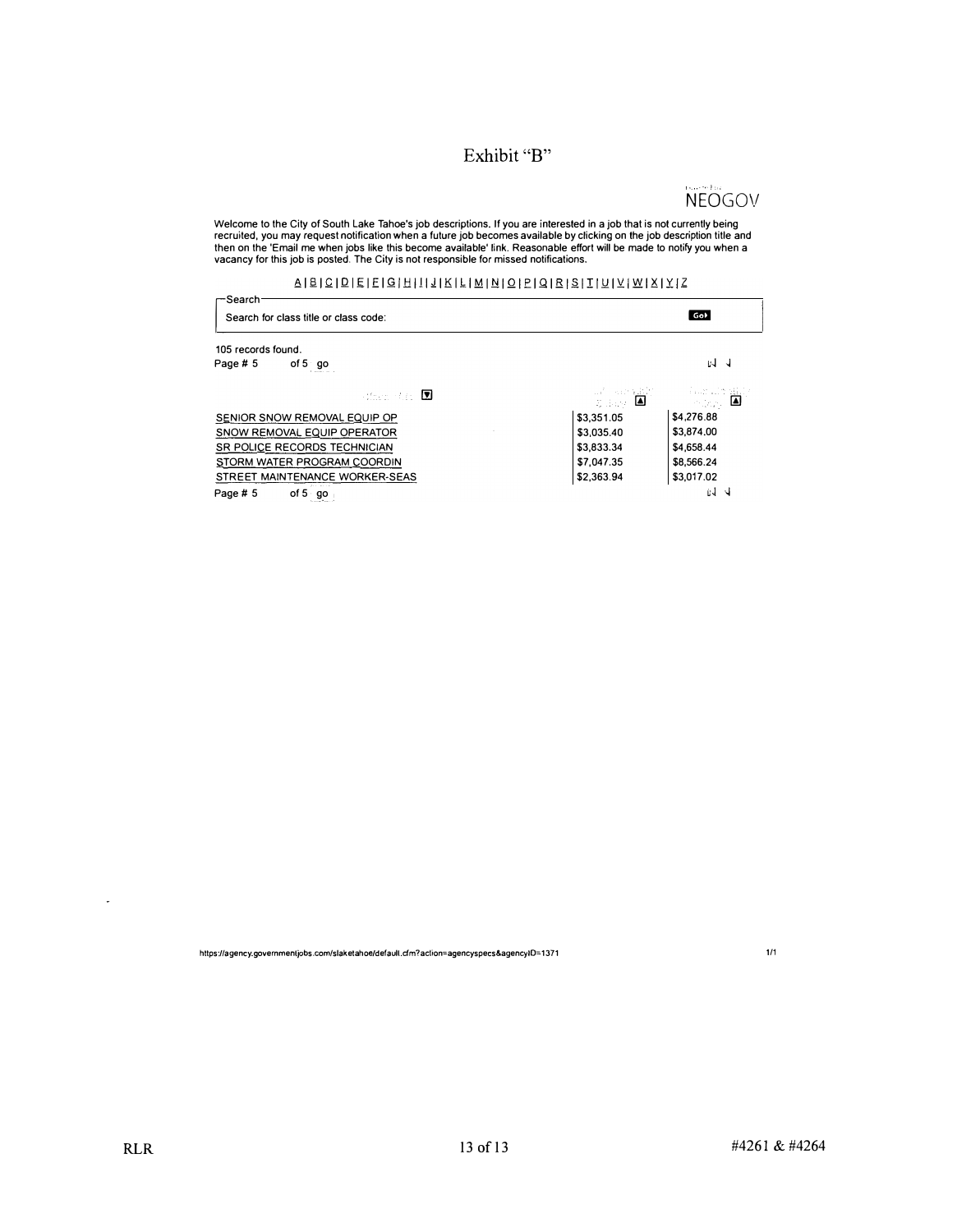# Exhibit "B"

NEOGOV

Welcome to the City of South Lake Tahoe's job descriptions. If you are interested in a job that is not currently being recruited, you may request notification when a future job becomes available by clicking on the job description title and then on the 'Email me when jobs like this become available' link. Reasonable effort will be made to notify you when a vacancy for this job is posted. The City is not responsible for missed notifications.

A | B | C | D | E | F | G | H | I | J | K | L | M | N | O | P | Q | R | S | T | U | V | W | X | Y | Z

Search

Search for class title or class code: Go

105 records found.

Page # 5 of 5 go

| Class Title | Minimum Salary | Maximum Salary |
|---|---|---|
| SENIOR SNOW REMOVAL EQUIP OP | $3,351.05 | $4,276.88 |
| SNOW REMOVAL EQUIP OPERATOR | $3,035.40 | $3,874.00 |
| SR POLICE RECORDS TECHNICIAN | $3,833.34 | $4,658.44 |
| STORM WATER PROGRAM COORDIN | $7,047.35 | $8,566.24 |
| STREET MAINTENANCE WORKER-SEAS | $2,363.94 | $3,017.02 |

Page # 5 of 5 go

https://agency.governmentjobs.com/slaketahoe/default.cfm?action=agencyspecs&agencyID=1371

1/1

RLR

#4261 & #4264